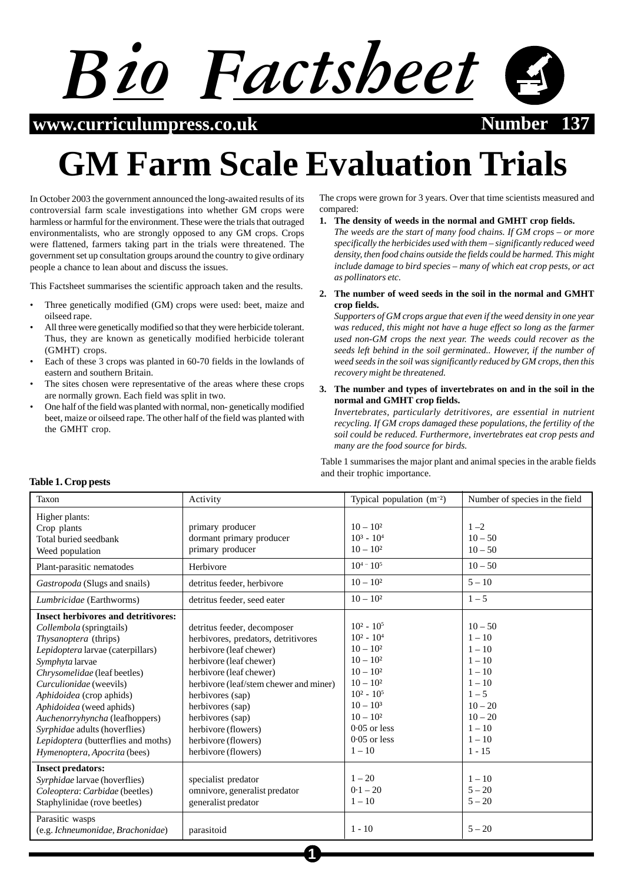# GM Farm Scale Evaluation Trials

In October 2003 the government announced the long-awaited results of its controversial farm scale investigations into whether GM crops were harmless or harmful for the environment. These were the trials that outraged environmentalists, who are strongly opposed to any GM crops. Crops were flattened, farmers taking part in the trials were threatened. The government set up consultation groups around the country to give ordinary people a chance to lean about and discuss the issues.

This Factsheet summarises the scientific approach taken and the results.

- Three genetically modified (GM) crops were used: beet, maize and oilseed rape.
- All three were genetically modified so that they were herbicide tolerant. Thus, they are known as genetically modified herbicide tolerant (GMHT) crops.
- Each of these 3 crops was planted in 60-70 fields in the lowlands of eastern and southern Britain.
- The sites chosen were representative of the areas where these crops are normally grown. Each field was split in two.
- One half of the field was planted with normal, non- genetically modified beet, maize or oilseed rape. The other half of the field was planted with the GMHT crop.

The crops were grown for 3 years. Over that time scientists measured and compared:

1. **The density of weeds in the normal and GMHT crop fields.**
   *The weeds are the start of many food chains. If GM crops – or more specifically the herbicides used with them – significantly reduced weed density, then food chains outside the fields could be harmed. This might include damage to bird species – many of which eat crop pests, or act as pollinators etc.*

2. **The number of weed seeds in the soil in the normal and GMHT crop fields.**
   *Supporters of GM crops argue that even if the weed density in one year was reduced, this might not have a huge effect so long as the farmer used non-GM crops the next year. The weeds could recover as the seeds left behind in the soil germinated.. However, if the number of weed seeds in the soil was significantly reduced by GM crops, then this recovery might be threatened.*

3. **The number and types of invertebrates on and in the soil in the normal and GMHT crop fields.**
   *Invertebrates, particularly detritivores, are essential in nutrient recycling. If GM crops damaged these populations, the fertility of the soil could be reduced. Furthermore, invertebrates eat crop pests and many are the food source for birds.*

Table 1 summarises the major plant and animal species in the arable fields and their trophic importance.

**Table 1. Crop pests**

| Taxon | Activity | Typical population ($m^{-2}$) | Number of species in the field |
|---|---|---|---|
| Higher plants: | | | |
| Crop plants | primary producer | $10 - 10^2$ | $1 - 2$ |
| Total buried seedbank | dormant primary producer | $10^3 - 10^4$ | $10 - 50$ |
| Weed population | primary producer | $10 - 10^2$ | $10 - 50$ |
| Plant-parasitic nematodes | Herbivore | $10^4 - 10^5$ | $10 - 50$ |
| *Gastropoda* (Slugs and snails) | detritus feeder, herbivore | $10 - 10^2$ | $5 - 10$ |
| *Lumbricidae* (Earthworms) | detritus feeder, seed eater | $10 - 10^2$ | $1 - 5$ |
| **Insect herbivores and detritivores:** | | | |
| *Collembola* (springtails) | detritus feeder, decomposer | $10^2 - 10^5$ | $10 - 50$ |
| *Thysanoptera* (thrips) | herbivores, predators, detritivores | $10^2 - 10^4$ | $1 - 10$ |
| *Lepidoptera* larvae (caterpillars) | herbivore (leaf chewer) | $10 - 10^2$ | $1 - 10$ |
| *Symphyta* larvae | herbivore (leaf chewer) | $10 - 10^2$ | $1 - 10$ |
| *Chrysomelidae* (leaf beetles) | herbivore (leaf chewer) | $10 - 10^2$ | $1 - 10$ |
| *Curculionidae* (weevils) | herbivore (leaf/stem chewer and miner) | $10 - 10^2$ | $1 - 10$ |
| *Aphidoidea* (crop aphids) | herbivores (sap) | $10^2 - 10^5$ | $1 - 5$ |
| *Aphidoidea* (weed aphids) | herbivores (sap) | $10 - 10^3$ | $10 - 20$ |
| *Auchenorryhyncha* (leafhoppers) | herbivores (sap) | $10 - 10^2$ | $10 - 20$ |
| *Syrphidae* adults (hoverflies) | herbivore (flowers) | 0·05 or less | $1 - 10$ |
| *Lepidoptera* (butterflies and moths) | herbivore (flowers) | 0·05 or less | $1 - 10$ |
| *Hymenoptera*, *Apocrita* (bees) | herbivore (flowers) | $1 - 10$ | $1 - 15$ |
| **Insect predators:** | | | |
| *Syrphidae* larvae (hoverflies) | specialist predator | $1 - 20$ | $1 - 10$ |
| *Coleoptera*: *Carbidae* (beetles) | omnivore, generalist predator | $0{\cdot}1 - 20$ | $5 - 20$ |
| Staphylinidae (rove beetles) | generalist predator | $1 - 10$ | $5 - 20$ |
| Parasitic wasps (e.g. *Ichneumonidae, Brachonidae*) | parasitoid | $1 - 10$ | $5 - 20$ |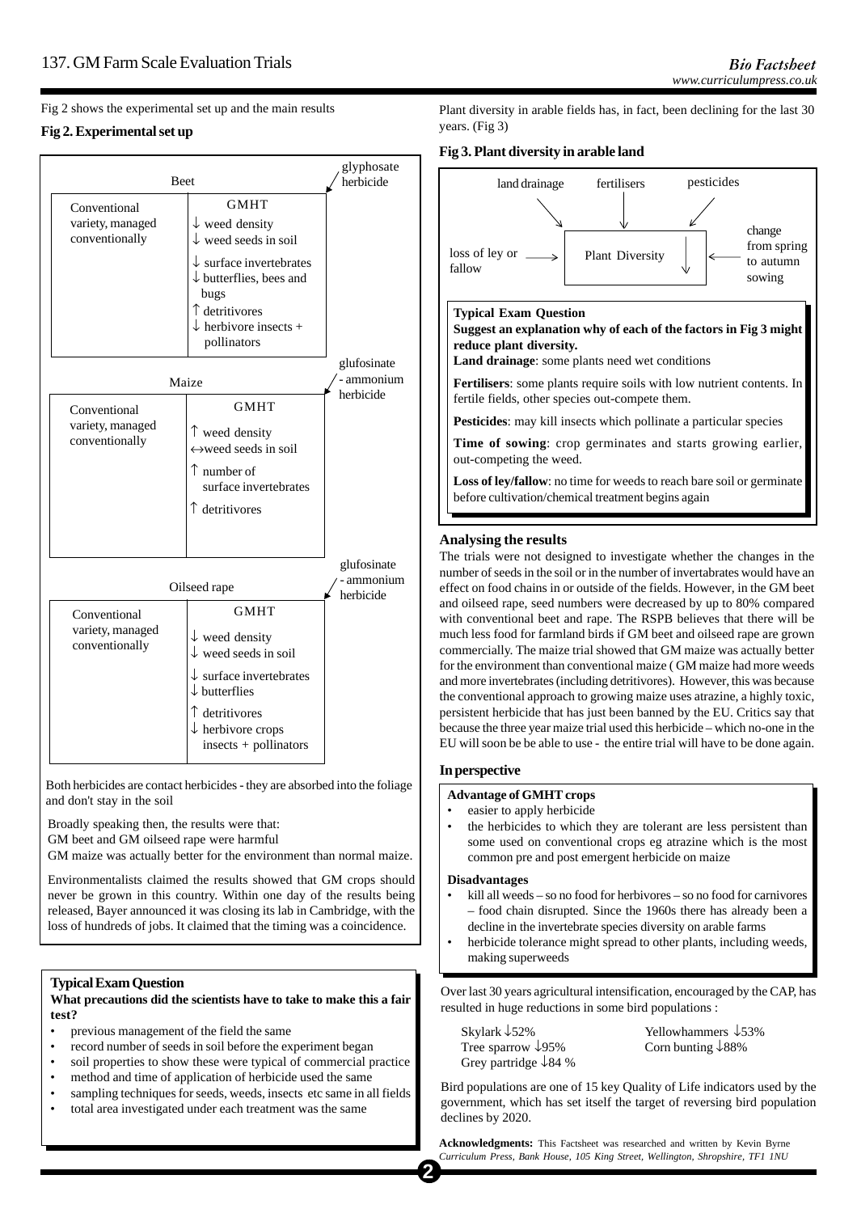Fig 2 shows the experimental set up and the main results

**Fig 2. Experimental set up**

| Beet | | |
|---|---|---|
| Conventional variety, managed conventionally | **GMHT**<br>↓ weed density<br>↓ weed seeds in soil<br>↓ surface invertebrates<br>↓ butterflies, bees and bugs<br>↑ detritivores<br>↓ herbivore insects + pollinators | glyphosate herbicide |

| Maize | | |
|---|---|---|
| Conventional variety, managed conventionally | **GMHT**<br>↑ weed density<br>↔weed seeds in soil<br>↑ number of surface invertebrates<br>↑ detritivores | glufosinate - ammonium herbicide |

| Oilseed rape | | |
|---|---|---|
| Conventional variety, managed conventionally | **GMHT**<br>↓ weed density<br>↓ weed seeds in soil<br>↓ surface invertebrates<br>↓ butterflies<br>↑ detritivores<br>↓ herbivore crops insects + pollinators | glufosinate - ammonium herbicide |

Both herbicides are contact herbicides - they are absorbed into the foliage and don't stay in the soil

Broadly speaking then, the results were that:
GM beet and GM oilseed rape were harmful
GM maize was actually better for the environment than normal maize.

Environmentalists claimed the results showed that GM crops should never be grown in this country. Within one day of the results being released, Bayer announced it was closing its lab in Cambridge, with the loss of hundreds of jobs. It claimed that the timing was a coincidence.

**Typical Exam Question**

**What precautions did the scientists have to take to make this a fair test?**

- previous management of the field the same
- record number of seeds in soil before the experiment began
- soil properties to show these were typical of commercial practice
- method and time of application of herbicide used the same
- sampling techniques for seeds, weeds, insects etc same in all fields
- total area investigated under each treatment was the same

Plant diversity in arable fields has, in fact, been declining for the last 30 years. (Fig 3)

**Fig 3. Plant diversity in arable land**

land drainage
fertilisers
pesticides
loss of ley or fallow
Plant Diversity
change from spring to autumn sowing

**Typical Exam Question**

**Suggest an explanation why of each of the factors in Fig 3 might reduce plant diversity.**

**Land drainage**: some plants need wet conditions

**Fertilisers**: some plants require soils with low nutrient contents. In fertile fields, other species out-compete them.

**Pesticides**: may kill insects which pollinate a particular species

**Time of sowing**: crop germinates and starts growing earlier, out-competing the weed.

**Loss of ley/fallow**: no time for weeds to reach bare soil or germinate before cultivation/chemical treatment begins again

### Analysing the results

The trials were not designed to investigate whether the changes in the number of seeds in the soil or in the number of invertabrates would have an effect on food chains in or outside of the fields. However, in the GM beet and oilseed rape, seed numbers were decreased by up to 80% compared with conventional beet and rape. The RSPB believes that there will be much less food for farmland birds if GM beet and oilseed rape are grown commercially. The maize trial showed that GM maize was actually better for the environment than conventional maize ( GM maize had more weeds and more invertebrates (including detritivores). However, this was because the conventional approach to growing maize uses atrazine, a highly toxic, persistent herbicide that has just been banned by the EU. Critics say that because the three year maize trial used this herbicide – which no-one in the EU will soon be be able to use - the entire trial will have to be done again.

### In perspective

**Advantage of GMHT crops**

- easier to apply herbicide
- the herbicides to which they are tolerant are less persistent than some used on conventional crops eg atrazine which is the most common pre and post emergent herbicide on maize

**Disadvantages**

- kill all weeds – so no food for herbivores – so no food for carnivores – food chain disrupted. Since the 1960s there has already been a decline in the invertebrate species diversity on arable farms
- herbicide tolerance might spread to other plants, including weeds, making superweeds

Over last 30 years agricultural intensification, encouraged by the CAP, has resulted in huge reductions in some bird populations :

Skylark ↓52%
Tree sparrow ↓95%
Grey partridge ↓84 %
Yellowhammers ↓53%
Corn bunting ↓88%

Bird populations are one of 15 key Quality of Life indicators used by the government, which has set itself the target of reversing bird population declines by 2020.

**Acknowledgments:** This Factsheet was researched and written by Kevin Byrne
*Curriculum Press, Bank House, 105 King Street, Wellington, Shropshire, TF1 1NU*